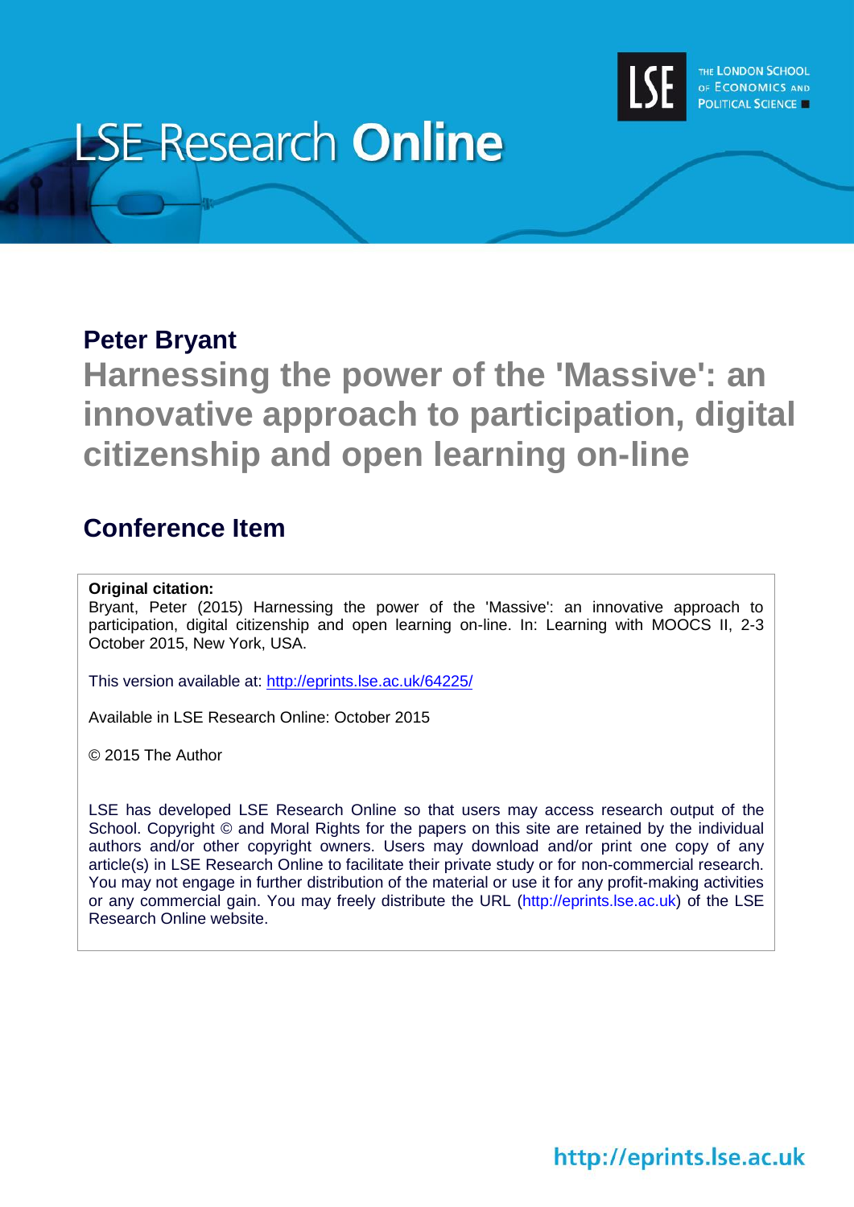LSE Research **Online**

THE LONDON SCHOOL OF ECONOMICS AND POLITICAL SCIENCE

## Peter Bryant

# Harnessing the power of the 'Massive': an innovative approach to participation, digital citizenship and open learning on-line

## Conference Item

**Original citation:**
Bryant, Peter (2015) Harnessing the power of the 'Massive': an innovative approach to participation, digital citizenship and open learning on-line. In: Learning with MOOCS II, 2-3 October 2015, New York, USA.

This version available at: http://eprints.lse.ac.uk/64225/

Available in LSE Research Online: October 2015

© 2015 The Author

LSE has developed LSE Research Online so that users may access research output of the School. Copyright © and Moral Rights for the papers on this site are retained by the individual authors and/or other copyright owners. Users may download and/or print one copy of any article(s) in LSE Research Online to facilitate their private study or for non-commercial research. You may not engage in further distribution of the material or use it for any profit-making activities or any commercial gain. You may freely distribute the URL (http://eprints.lse.ac.uk) of the LSE Research Online website.

http://eprints.lse.ac.uk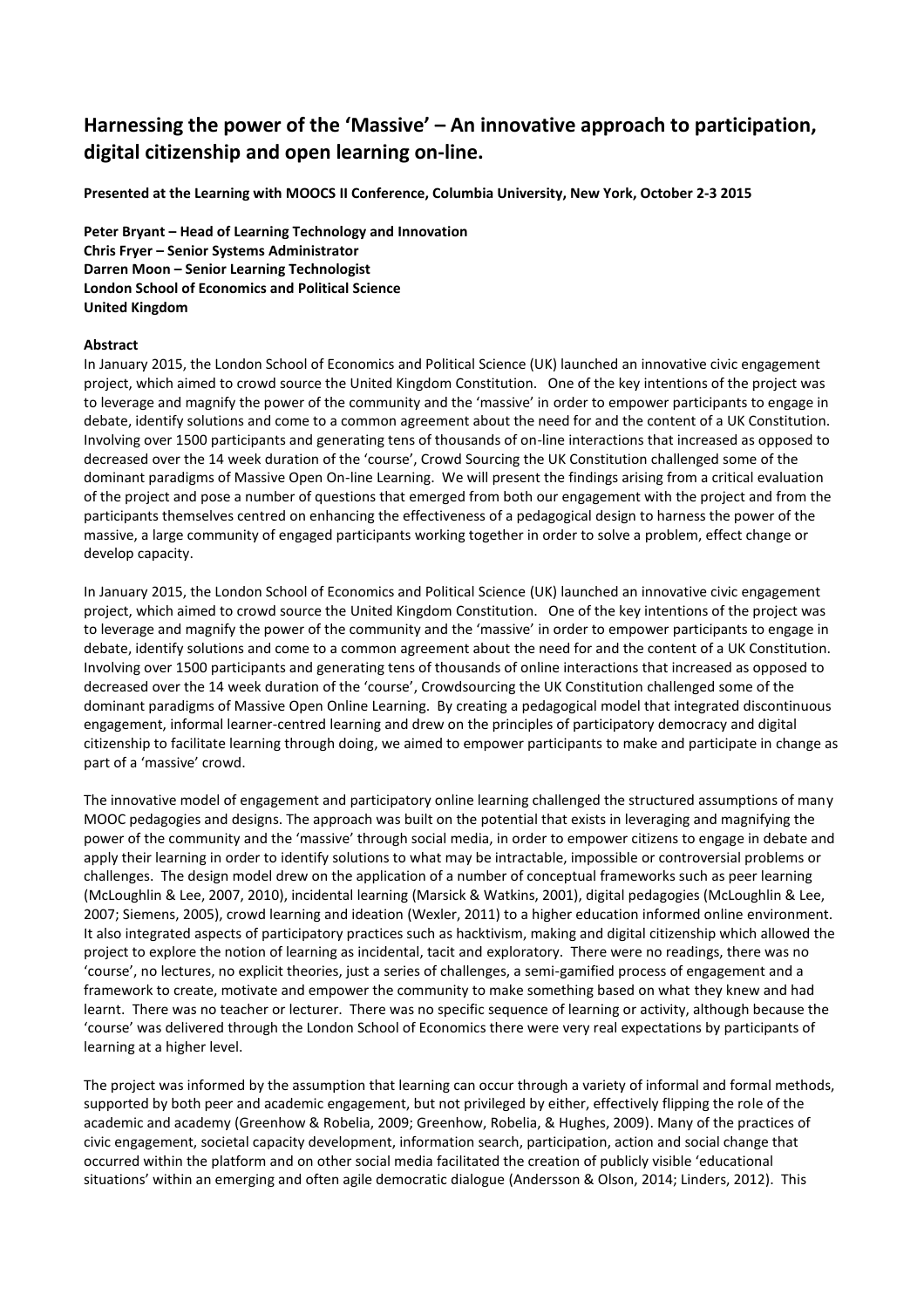# Harnessing the power of the 'Massive' – An innovative approach to participation, digital citizenship and open learning on-line.

**Presented at the Learning with MOOCS II Conference, Columbia University, New York, October 2-3 2015**

**Peter Bryant – Head of Learning Technology and Innovation**
**Chris Fryer – Senior Systems Administrator**
**Darren Moon – Senior Learning Technologist**
**London School of Economics and Political Science**
**United Kingdom**

**Abstract**

In January 2015, the London School of Economics and Political Science (UK) launched an innovative civic engagement project, which aimed to crowd source the United Kingdom Constitution. One of the key intentions of the project was to leverage and magnify the power of the community and the 'massive' in order to empower participants to engage in debate, identify solutions and come to a common agreement about the need for and the content of a UK Constitution. Involving over 1500 participants and generating tens of thousands of on-line interactions that increased as opposed to decreased over the 14 week duration of the 'course', Crowd Sourcing the UK Constitution challenged some of the dominant paradigms of Massive Open On-line Learning. We will present the findings arising from a critical evaluation of the project and pose a number of questions that emerged from both our engagement with the project and from the participants themselves centred on enhancing the effectiveness of a pedagogical design to harness the power of the massive, a large community of engaged participants working together in order to solve a problem, effect change or develop capacity.

In January 2015, the London School of Economics and Political Science (UK) launched an innovative civic engagement project, which aimed to crowd source the United Kingdom Constitution. One of the key intentions of the project was to leverage and magnify the power of the community and the 'massive' in order to empower participants to engage in debate, identify solutions and come to a common agreement about the need for and the content of a UK Constitution. Involving over 1500 participants and generating tens of thousands of online interactions that increased as opposed to decreased over the 14 week duration of the 'course', Crowdsourcing the UK Constitution challenged some of the dominant paradigms of Massive Open Online Learning. By creating a pedagogical model that integrated discontinuous engagement, informal learner-centred learning and drew on the principles of participatory democracy and digital citizenship to facilitate learning through doing, we aimed to empower participants to make and participate in change as part of a 'massive' crowd.

The innovative model of engagement and participatory online learning challenged the structured assumptions of many MOOC pedagogies and designs. The approach was built on the potential that exists in leveraging and magnifying the power of the community and the 'massive' through social media, in order to empower citizens to engage in debate and apply their learning in order to identify solutions to what may be intractable, impossible or controversial problems or challenges. The design model drew on the application of a number of conceptual frameworks such as peer learning (McLoughlin & Lee, 2007, 2010), incidental learning (Marsick & Watkins, 2001), digital pedagogies (McLoughlin & Lee, 2007; Siemens, 2005), crowd learning and ideation (Wexler, 2011) to a higher education informed online environment. It also integrated aspects of participatory practices such as hacktivism, making and digital citizenship which allowed the project to explore the notion of learning as incidental, tacit and exploratory. There were no readings, there was no 'course', no lectures, no explicit theories, just a series of challenges, a semi-gamified process of engagement and a framework to create, motivate and empower the community to make something based on what they knew and had learnt. There was no teacher or lecturer. There was no specific sequence of learning or activity, although because the 'course' was delivered through the London School of Economics there were very real expectations by participants of learning at a higher level.

The project was informed by the assumption that learning can occur through a variety of informal and formal methods, supported by both peer and academic engagement, but not privileged by either, effectively flipping the role of the academic and academy (Greenhow & Robelia, 2009; Greenhow, Robelia, & Hughes, 2009). Many of the practices of civic engagement, societal capacity development, information search, participation, action and social change that occurred within the platform and on other social media facilitated the creation of publicly visible 'educational situations' within an emerging and often agile democratic dialogue (Andersson & Olson, 2014; Linders, 2012). This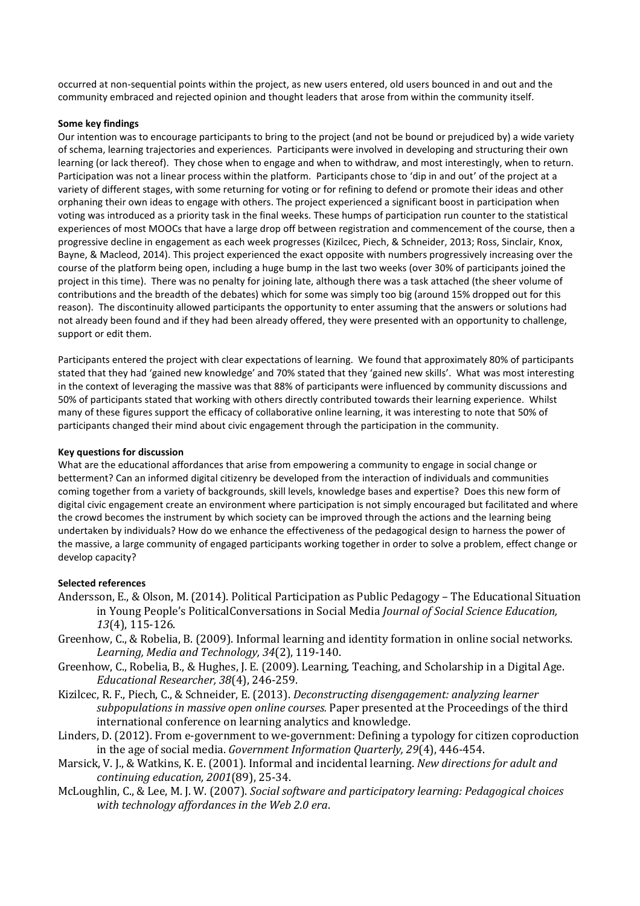occurred at non-sequential points within the project, as new users entered, old users bounced in and out and the community embraced and rejected opinion and thought leaders that arose from within the community itself.

**Some key findings**

Our intention was to encourage participants to bring to the project (and not be bound or prejudiced by) a wide variety of schema, learning trajectories and experiences. Participants were involved in developing and structuring their own learning (or lack thereof). They chose when to engage and when to withdraw, and most interestingly, when to return. Participation was not a linear process within the platform. Participants chose to 'dip in and out' of the project at a variety of different stages, with some returning for voting or for refining to defend or promote their ideas and other orphaning their own ideas to engage with others. The project experienced a significant boost in participation when voting was introduced as a priority task in the final weeks. These humps of participation run counter to the statistical experiences of most MOOCs that have a large drop off between registration and commencement of the course, then a progressive decline in engagement as each week progresses (Kizilcec, Piech, & Schneider, 2013; Ross, Sinclair, Knox, Bayne, & Macleod, 2014). This project experienced the exact opposite with numbers progressively increasing over the course of the platform being open, including a huge bump in the last two weeks (over 30% of participants joined the project in this time). There was no penalty for joining late, although there was a task attached (the sheer volume of contributions and the breadth of the debates) which for some was simply too big (around 15% dropped out for this reason). The discontinuity allowed participants the opportunity to enter assuming that the answers or solutions had not already been found and if they had been already offered, they were presented with an opportunity to challenge, support or edit them.

Participants entered the project with clear expectations of learning. We found that approximately 80% of participants stated that they had 'gained new knowledge' and 70% stated that they 'gained new skills'. What was most interesting in the context of leveraging the massive was that 88% of participants were influenced by community discussions and 50% of participants stated that working with others directly contributed towards their learning experience. Whilst many of these figures support the efficacy of collaborative online learning, it was interesting to note that 50% of participants changed their mind about civic engagement through the participation in the community.

**Key questions for discussion**

What are the educational affordances that arise from empowering a community to engage in social change or betterment? Can an informed digital citizenry be developed from the interaction of individuals and communities coming together from a variety of backgrounds, skill levels, knowledge bases and expertise? Does this new form of digital civic engagement create an environment where participation is not simply encouraged but facilitated and where the crowd becomes the instrument by which society can be improved through the actions and the learning being undertaken by individuals? How do we enhance the effectiveness of the pedagogical design to harness the power of the massive, a large community of engaged participants working together in order to solve a problem, effect change or develop capacity?

**Selected references**

Andersson, E., & Olson, M. (2014). Political Participation as Public Pedagogy – The Educational Situation in Young People's PoliticalConversations in Social Media *Journal of Social Science Education, 13*(4), 115-126.

Greenhow, C., & Robelia, B. (2009). Informal learning and identity formation in online social networks. *Learning, Media and Technology, 34*(2), 119-140.

Greenhow, C., Robelia, B., & Hughes, J. E. (2009). Learning, Teaching, and Scholarship in a Digital Age. *Educational Researcher, 38*(4), 246-259.

Kizilcec, R. F., Piech, C., & Schneider, E. (2013). *Deconstructing disengagement: analyzing learner subpopulations in massive open online courses.* Paper presented at the Proceedings of the third international conference on learning analytics and knowledge.

Linders, D. (2012). From e-government to we-government: Defining a typology for citizen coproduction in the age of social media. *Government Information Quarterly, 29*(4), 446-454.

Marsick, V. J., & Watkins, K. E. (2001). Informal and incidental learning. *New directions for adult and continuing education, 2001*(89), 25-34.

McLoughlin, C., & Lee, M. J. W. (2007). *Social software and participatory learning: Pedagogical choices with technology affordances in the Web 2.0 era*.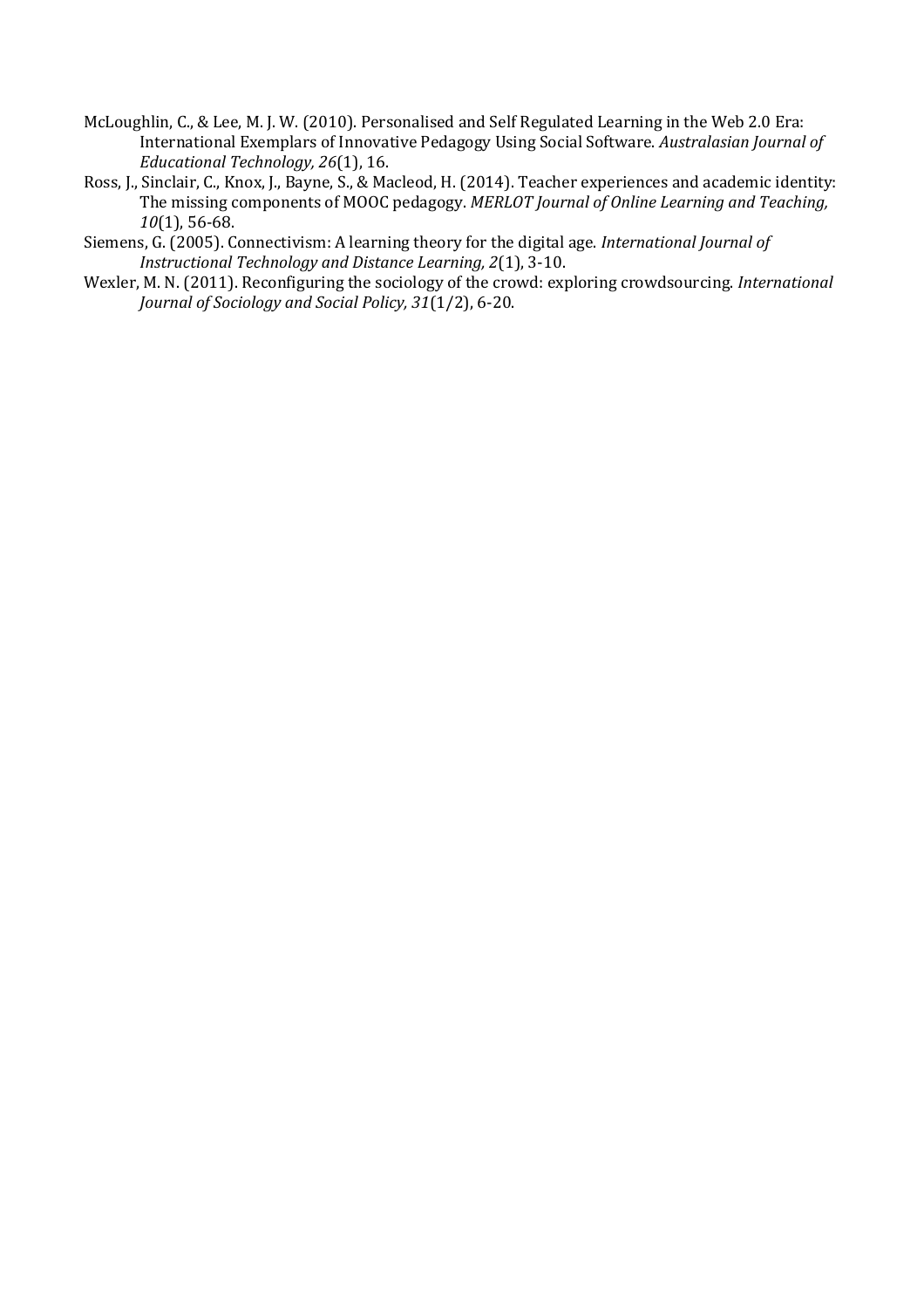McLoughlin, C., & Lee, M. J. W. (2010). Personalised and Self Regulated Learning in the Web 2.0 Era: International Exemplars of Innovative Pedagogy Using Social Software. *Australasian Journal of Educational Technology, 26*(1), 16.

Ross, J., Sinclair, C., Knox, J., Bayne, S., & Macleod, H. (2014). Teacher experiences and academic identity: The missing components of MOOC pedagogy. *MERLOT Journal of Online Learning and Teaching, 10*(1), 56-68.

Siemens, G. (2005). Connectivism: A learning theory for the digital age. *International Journal of Instructional Technology and Distance Learning, 2*(1), 3-10.

Wexler, M. N. (2011). Reconfiguring the sociology of the crowd: exploring crowdsourcing. *International Journal of Sociology and Social Policy, 31*(1/2), 6-20.